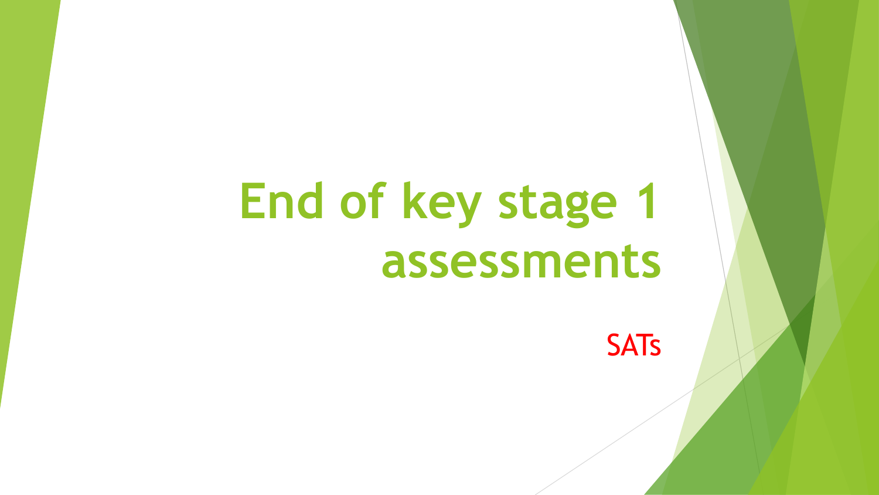# End of key stage 1 assessments

SATs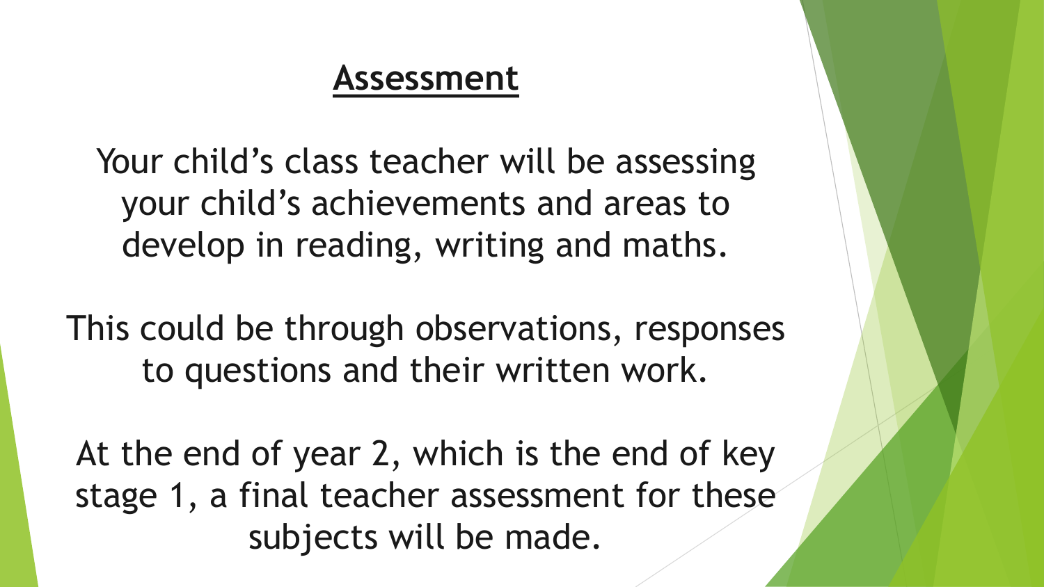# Assessment

Your child's class teacher will be assessing your child's achievements and areas to develop in reading, writing and maths.

This could be through observations, responses to questions and their written work.

At the end of year 2, which is the end of key stage 1, a final teacher assessment for these subjects will be made.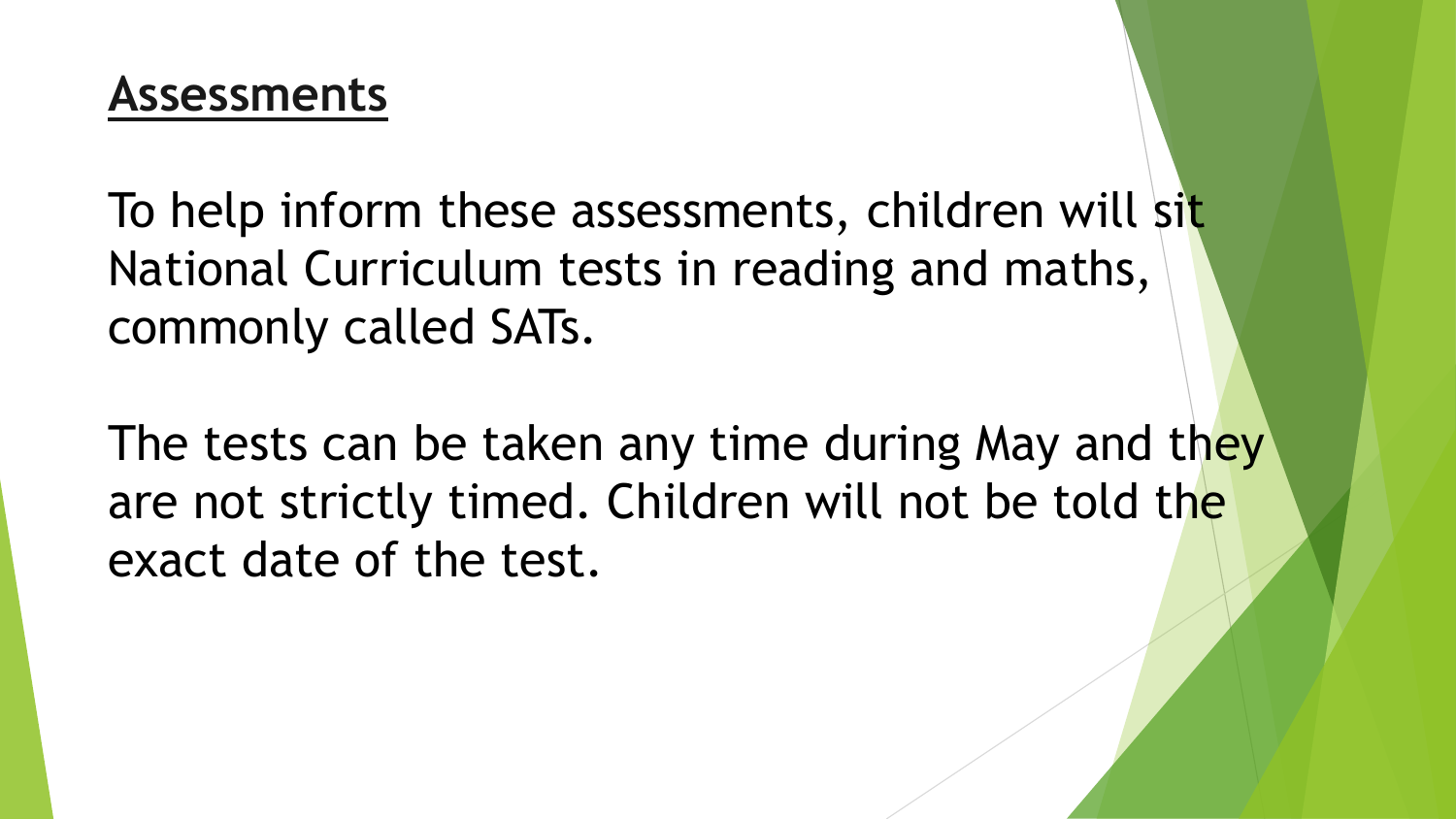## Assessments

To help inform these assessments, children will sit National Curriculum tests in reading and maths, commonly called SATs.

The tests can be taken any time during May and they are not strictly timed. Children will not be told the exact date of the test.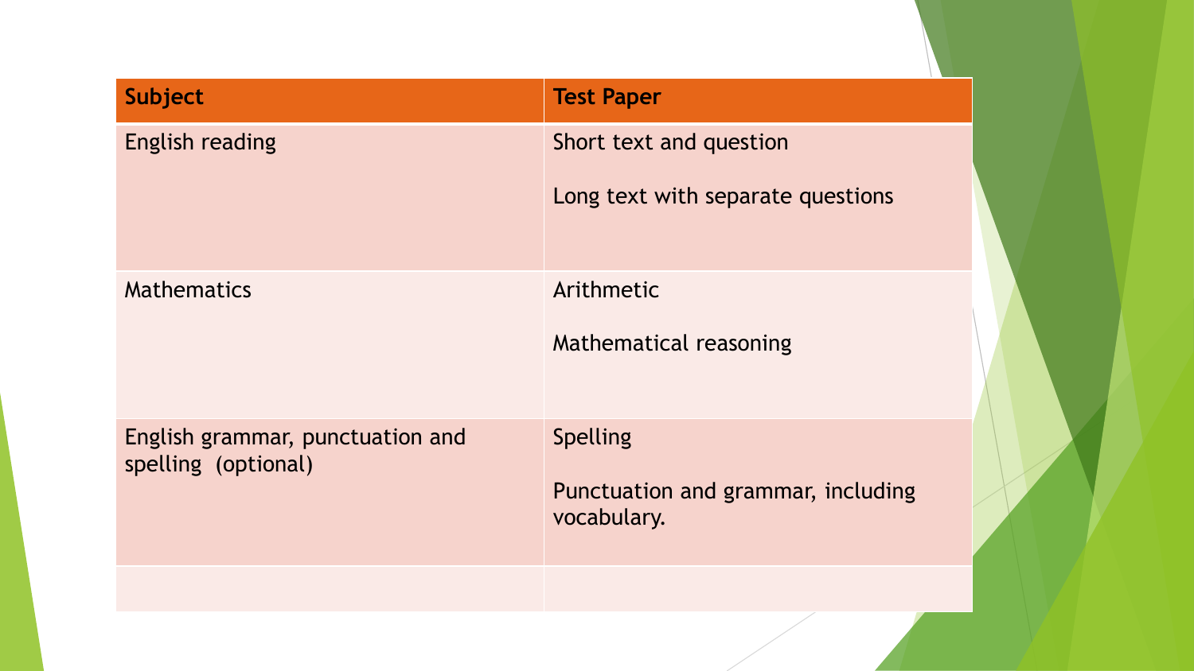| Subject | Test Paper |
| --- | --- |
| English reading | Short text and question<br><br>Long text with separate questions |
| Mathematics | Arithmetic<br><br>Mathematical reasoning |
| English grammar, punctuation and spelling (optional) | Spelling<br><br>Punctuation and grammar, including vocabulary. |
| | |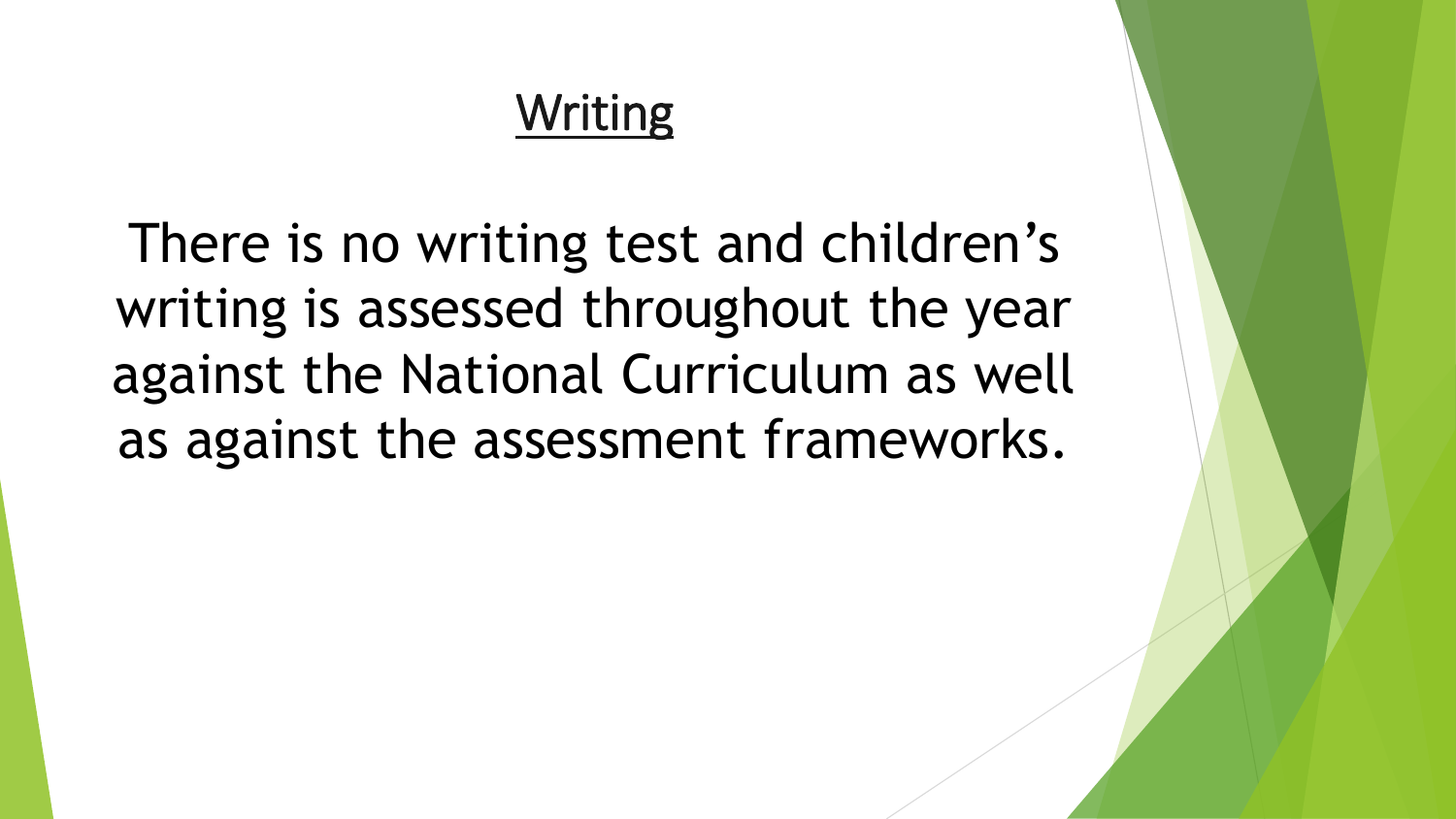# Writing

There is no writing test and children's writing is assessed throughout the year against the National Curriculum as well as against the assessment frameworks.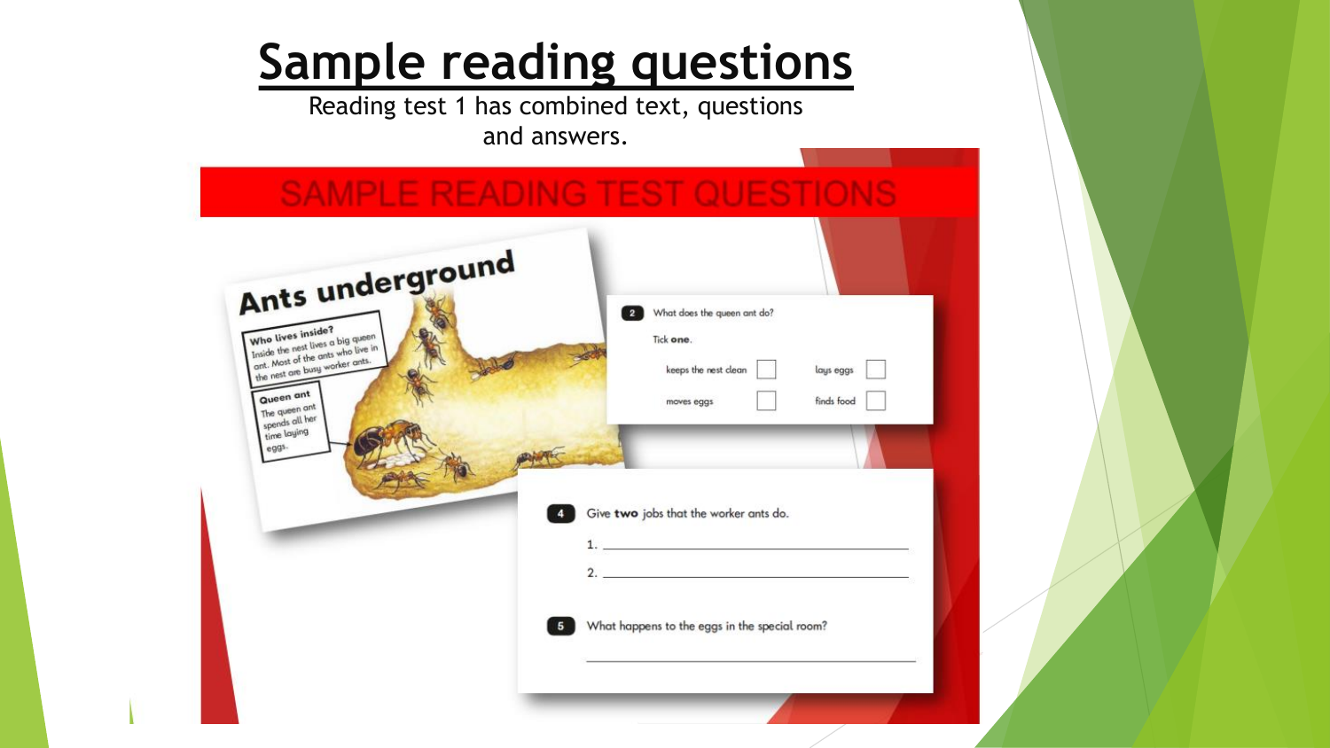# Sample reading questions

Reading test 1 has combined text, questions and answers.

SAMPLE READING TEST QUESTIONS

## Ants underground

**Who lives inside?**
Inside the nest lives a big queen ant. Most of the ants who live in the nest are busy worker ants.

**Queen ant**
The queen ant spends all her time laying eggs.

**2** What does the queen ant do?

Tick **one**.

- keeps the nest clean ☐
- lays eggs ☐
- moves eggs ☐
- finds food ☐

**4** Give **two** jobs that the worker ants do.

1. ______________________________
2. ______________________________

**5** What happens to the eggs in the special room?

______________________________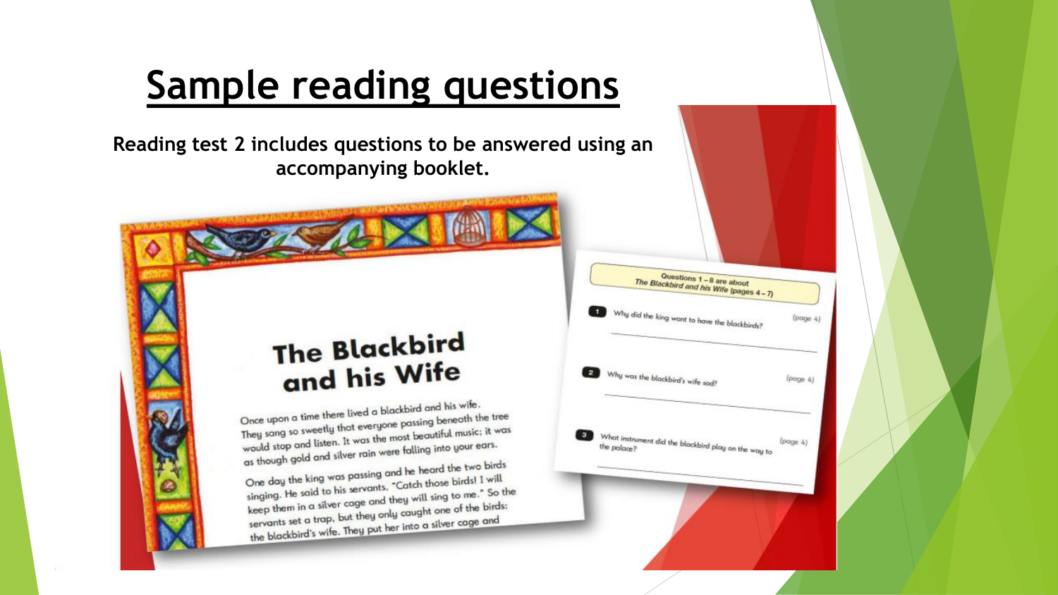# Sample reading questions

**Reading test 2 includes questions to be answered using an accompanying booklet.**

## The Blackbird and his Wife

Once upon a time there lived a blackbird and his wife. They sang so sweetly that everyone passing beneath the tree would stop and listen. It was the most beautiful music; it was as though gold and silver rain were falling into your ears.

One day the king was passing and he heard the two birds singing. He said to his servants, "Catch those birds! I will keep them in a silver cage and they will sing to me." So the servants set a trap, but they only caught one of the birds: the blackbird's wife. They put her into a silver cage and

Questions 1 – 8 are about
*The Blackbird and his Wife* (pages 4 – 7)

1. Why did the king want to have the blackbirds? (page 4)

2. Why was the blackbird's wife sad? (page 4)

3. What instrument did the blackbird play on the way to the palace? (page 4)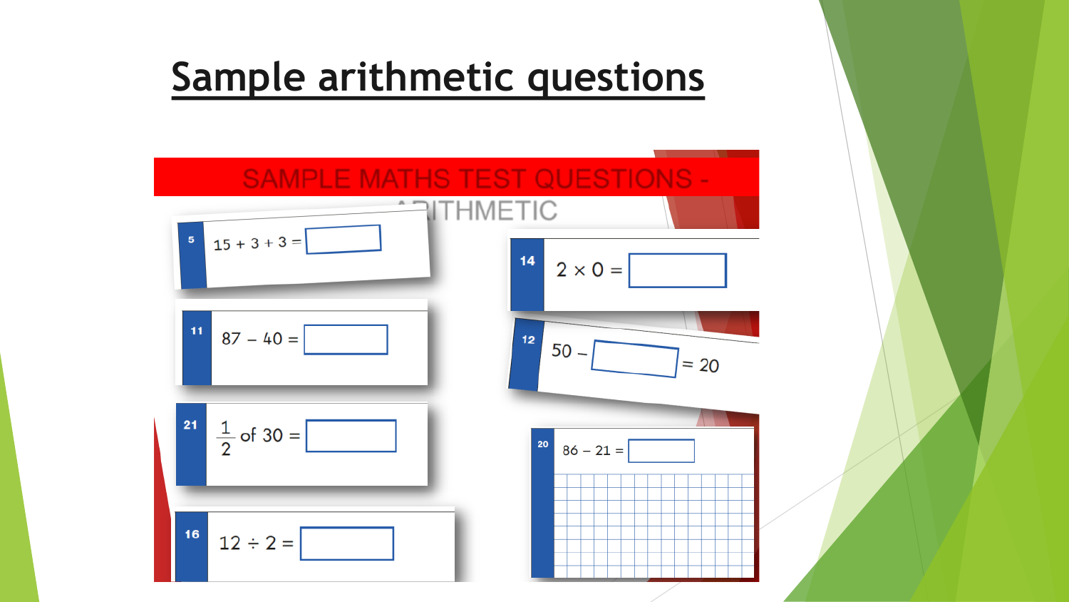# Sample arithmetic questions

SAMPLE MATHS TEST QUESTIONS - ARITHMETIC

**5** $15 + 3 + 3 =$ ☐

**11** $87 - 40 =$ ☐

**21** $\frac{1}{2}$ of $30 =$ ☐

**16** $12 \div 2 =$ ☐

**14** $2 \times 0 =$ ☐

**12** $50 -$ ☐ $= 20$

**20** $86 - 21 =$ ☐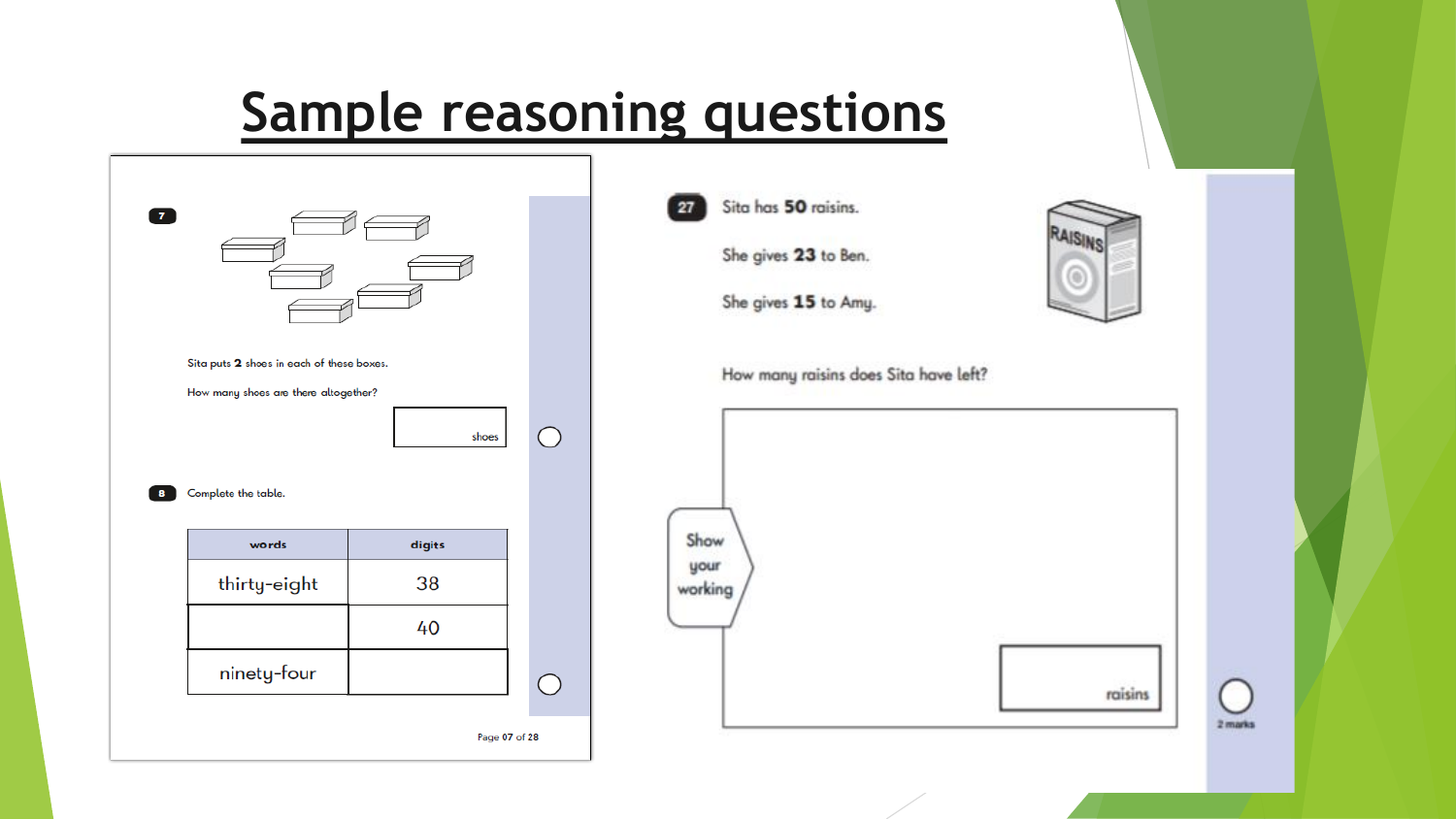# Sample reasoning questions

**7**

Sita puts **2** shoes in each of these boxes.

How many shoes are there altogether?

shoes

**8** Complete the table.

| words | digits |
| --- | --- |
| thirty-eight | 38 |
|  | 40 |
| ninety-four |  |

**27** Sita has **50** raisins.

She gives **23** to Ben.

She gives **15** to Amy.

How many raisins does Sita have left?

Show your working

raisins

2 marks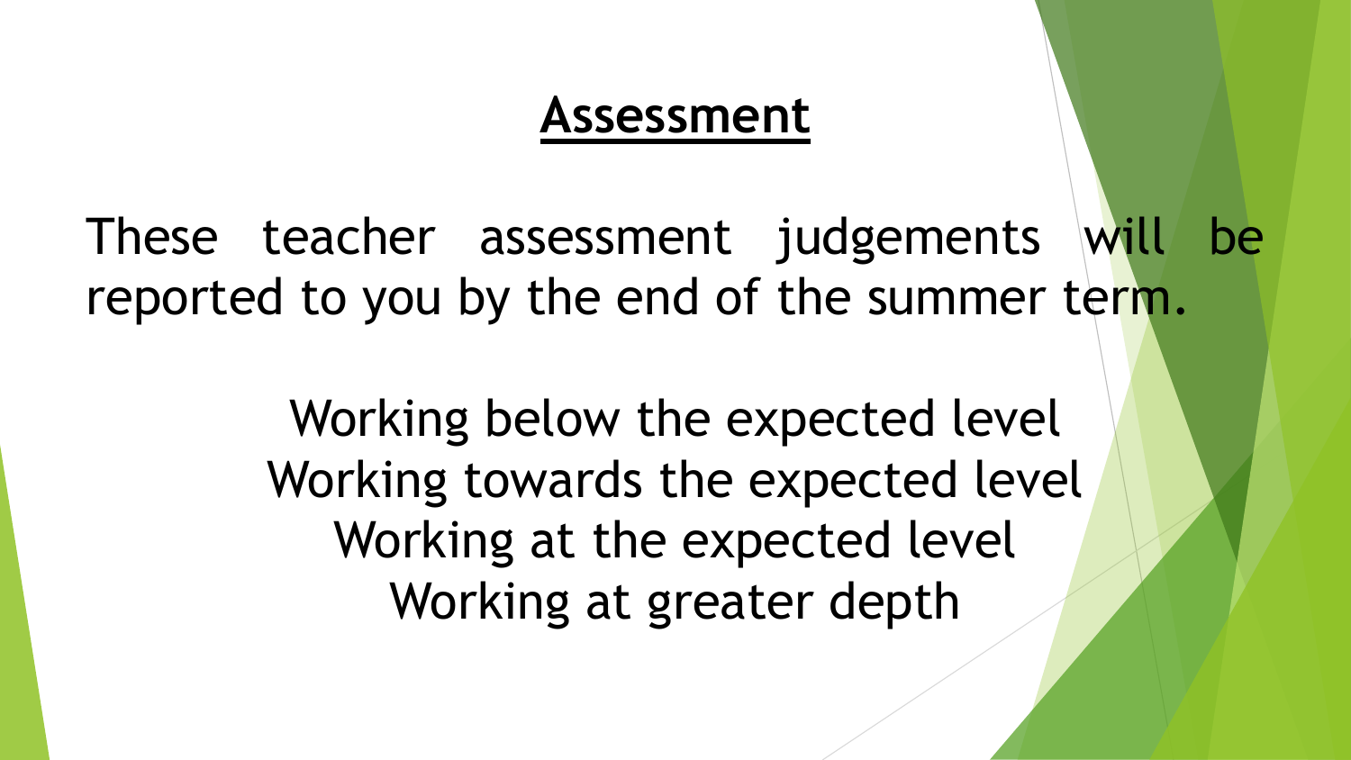# Assessment

These teacher assessment judgements will be reported to you by the end of the summer term.

Working below the expected level
Working towards the expected level
Working at the expected level
Working at greater depth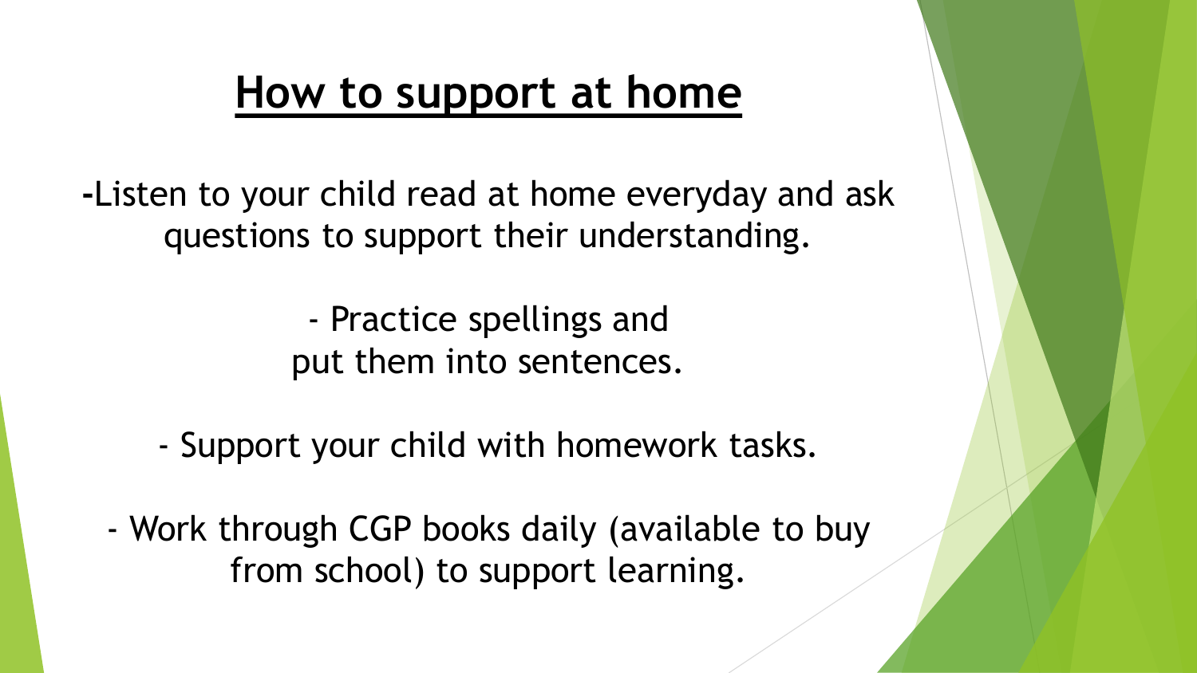# How to support at home

-Listen to your child read at home everyday and ask questions to support their understanding.

- Practice spellings and put them into sentences.

- Support your child with homework tasks.

- Work through CGP books daily (available to buy from school) to support learning.